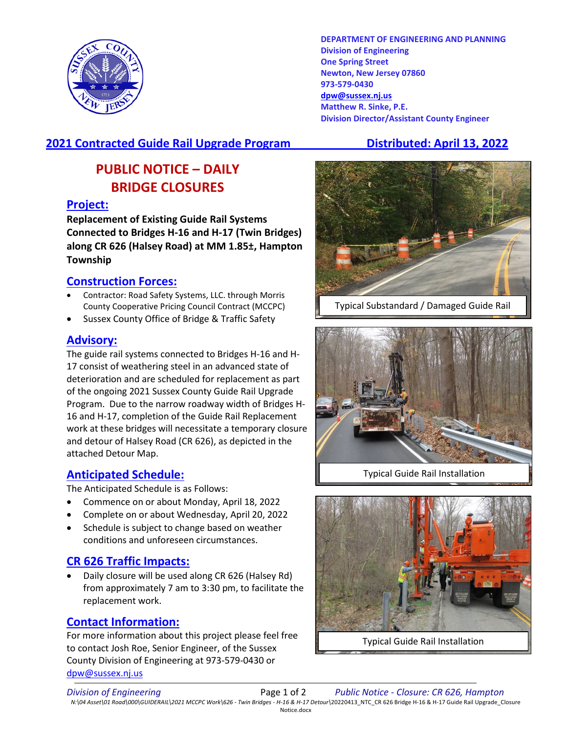DEPARTMENT OF ENGINEERING AND PLANNING
Division of Engineering
One Spring Street
Newton, New Jersey 07860
973-579-0430
dpw@sussex.nj.us
Matthew R. Sinke, P.E.
Division Director/Assistant County Engineer

**2021 Contracted Guide Rail Upgrade Program** **Distributed: April 13, 2022**

# PUBLIC NOTICE – DAILY BRIDGE CLOSURES

## Project:

**Replacement of Existing Guide Rail Systems Connected to Bridges H-16 and H-17 (Twin Bridges) along CR 626 (Halsey Road) at MM 1.85±, Hampton Township**

## Construction Forces:

- Contractor: Road Safety Systems, LLC. through Morris County Cooperative Pricing Council Contract (MCCPC)
- Sussex County Office of Bridge & Traffic Safety

## Advisory:

The guide rail systems connected to Bridges H-16 and H-17 consist of weathering steel in an advanced state of deterioration and are scheduled for replacement as part of the ongoing 2021 Sussex County Guide Rail Upgrade Program. Due to the narrow roadway width of Bridges H-16 and H-17, completion of the Guide Rail Replacement work at these bridges will necessitate a temporary closure and detour of Halsey Road (CR 626), as depicted in the attached Detour Map.

## Anticipated Schedule:

The Anticipated Schedule is as Follows:

- Commence on or about Monday, April 18, 2022
- Complete on or about Wednesday, April 20, 2022
- Schedule is subject to change based on weather conditions and unforeseen circumstances.

## CR 626 Traffic Impacts:

- Daily closure will be used along CR 626 (Halsey Rd) from approximately 7 am to 3:30 pm, to facilitate the replacement work.

## Contact Information:

For more information about this project please feel free to contact Josh Roe, Senior Engineer, of the Sussex County Division of Engineering at 973-579-0430 or dpw@sussex.nj.us

Typical Substandard / Damaged Guide Rail

Typical Guide Rail Installation

Typical Guide Rail Installation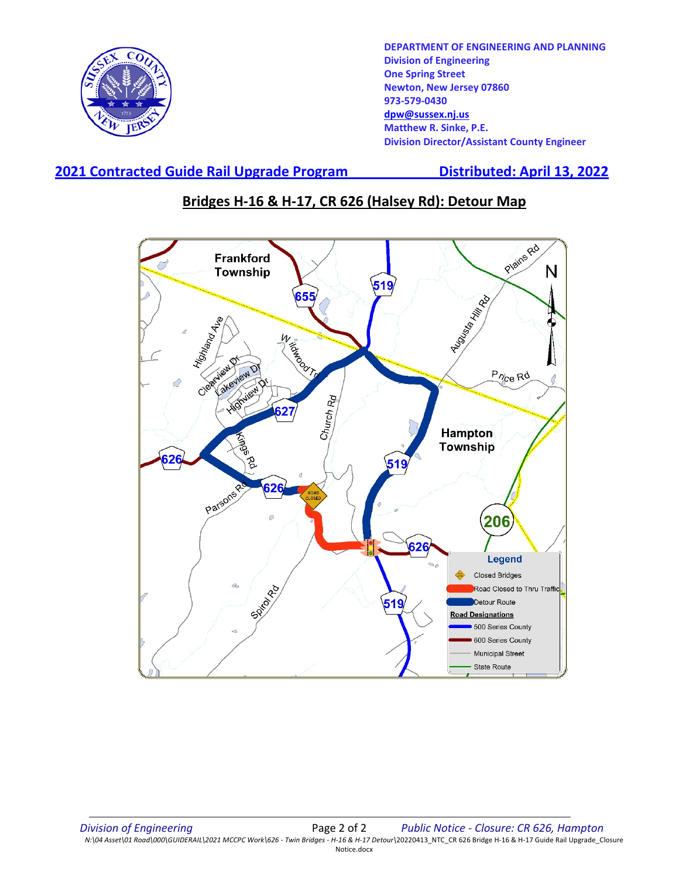DEPARTMENT OF ENGINEERING AND PLANNING
Division of Engineering
One Spring Street
Newton, New Jersey 07860
973-579-0430
dpw@sussex.nj.us
Matthew R. Sinke, P.E.
Division Director/Assistant County Engineer

**2021 Contracted Guide Rail Upgrade Program** **Distributed: April 13, 2022**

## Bridges H-16 & H-17, CR 626 (Halsey Rd): Detour Map

Frankford Township

Hampton Township

655

519

627

626

206

Plains Rd

Augusta Hill Rd

Price Rd

W Wildwood Tr

Church Rd

Highland Ave

Clearview Dr

Lakeview Dr

Highview Dr

Kings Rd

Parsons Rd

Spirol Rd

ROAD CLOSED

N

Legend

Closed Bridges

Road Closed to Thru Traffic

Detour Route

Road Designations

500 Series County

600 Series County

Municipal Street

State Route